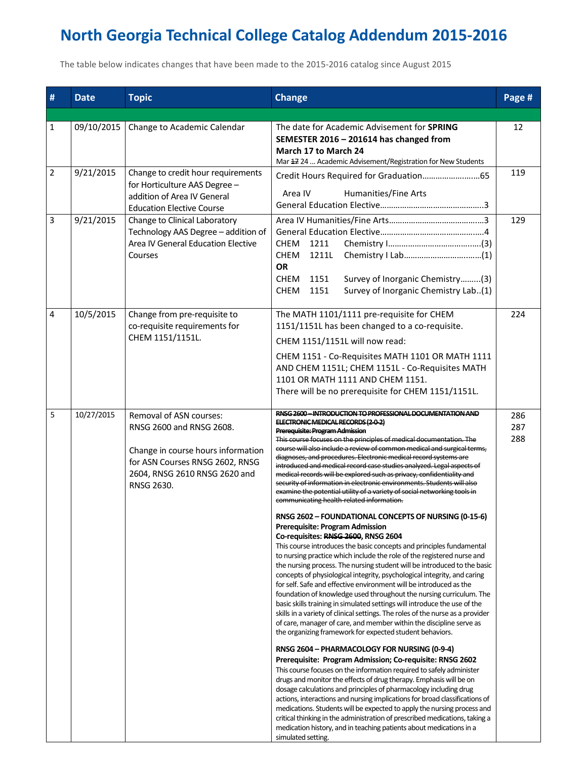# North Georgia Technical College Catalog Addendum 2015-2016

The table below indicates changes that have been made to the 2015-2016 catalog since August 2015

| # | Date | Topic | Change | Page # |
|---|---|---|---|---|
| 1 | 09/10/2015 | Change to Academic Calendar | The date for Academic Advisement for **SPRING SEMESTER 2016 – 201614 has changed from March 17 to March 24**<br>Mar ~~17~~ 24 … Academic Advisement/Registration for New Students | 12 |
| 2 | 9/21/2015 | Change to credit hour requirements for Horticulture AAS Degree – addition of Area IV General Education Elective Course | Credit Hours Required for Graduation……………………..65<br>Area IV Humanities/Fine Arts<br>General Education Elective……………………………………….3 | 119 |
| 3 | 9/21/2015 | Change to Clinical Laboratory Technology AAS Degree – addition of Area IV General Education Elective Courses | Area IV Humanities/Fine Arts……………………………………3<br>General Education Elective……………………………………….4<br>CHEM 1211 Chemistry I……………………………………(3)<br>CHEM 1211L Chemistry I Lab……………………………(1)<br>**OR**<br>CHEM 1151 Survey of Inorganic Chemistry………(3)<br>CHEM 1151 Survey of Inorganic Chemistry Lab..(1) | 129 |
| 4 | 10/5/2015 | Change from pre-requisite to co-requisite requirements for CHEM 1151/1151L. | The MATH 1101/1111 pre-requisite for CHEM 1151/1151L has been changed to a co-requisite.<br>CHEM 1151/1151L will now read:<br>CHEM 1151 - Co-Requisites MATH 1101 OR MATH 1111 AND CHEM 1151L; CHEM 1151L - Co-Requisites MATH 1101 OR MATH 1111 AND CHEM 1151.<br>There will be no prerequisite for CHEM 1151/1151L. | 224 |
| 5 | 10/27/2015 | Removal of ASN courses: RNSG 2600 and RNSG 2608.<br><br>Change in course hours information for ASN Courses RNSG 2602, RNSG 2604, RNSG 2610 RNSG 2620 and RNSG 2630. | ~~**RNSG 2600 – INTRODUCTION TO PROFESSIONAL DOCUMENTATION AND ELECTRONIC MEDICAL RECORDS (2-0-2)**~~<br>~~**Prerequisite: Program Admission**~~<br>~~This course focuses on the principles of medical documentation. The course will also include a review of common medical and surgical terms, diagnoses, and procedures. Electronic medical record systems are introduced and medical record case studies analyzed. Legal aspects of medical records will be explored such as privacy, confidentiality and security of information in electronic environments. Students will also examine the potential utility of a variety of social networking tools in communicating health-related information.~~<br><br>**RNSG 2602 – FOUNDATIONAL CONCEPTS OF NURSING (0-15-6)**<br>**Prerequisite: Program Admission**<br>**Co-requisites: ~~RNSG 2600~~, RNSG 2604**<br>This course introduces the basic concepts and principles fundamental to nursing practice which include the role of the registered nurse and the nursing process. The nursing student will be introduced to the basic concepts of physiological integrity, psychological integrity, and caring for self. Safe and effective environment will be introduced as the foundation of knowledge used throughout the nursing curriculum. The basic skills training in simulated settings will introduce the use of the skills in a variety of clinical settings. The roles of the nurse as a provider of care, manager of care, and member within the discipline serve as the organizing framework for expected student behaviors.<br><br>**RNSG 2604 – PHARMACOLOGY FOR NURSING (0-9-4)**<br>**Prerequisite: Program Admission; Co-requisite: RNSG 2602**<br>This course focuses on the information required to safely administer drugs and monitor the effects of drug therapy. Emphasis will be on dosage calculations and principles of pharmacology including drug actions, interactions and nursing implications for broad classifications of medications. Students will be expected to apply the nursing process and critical thinking in the administration of prescribed medications, taking a medication history, and in teaching patients about medications in a simulated setting. | 286<br>287<br>288 |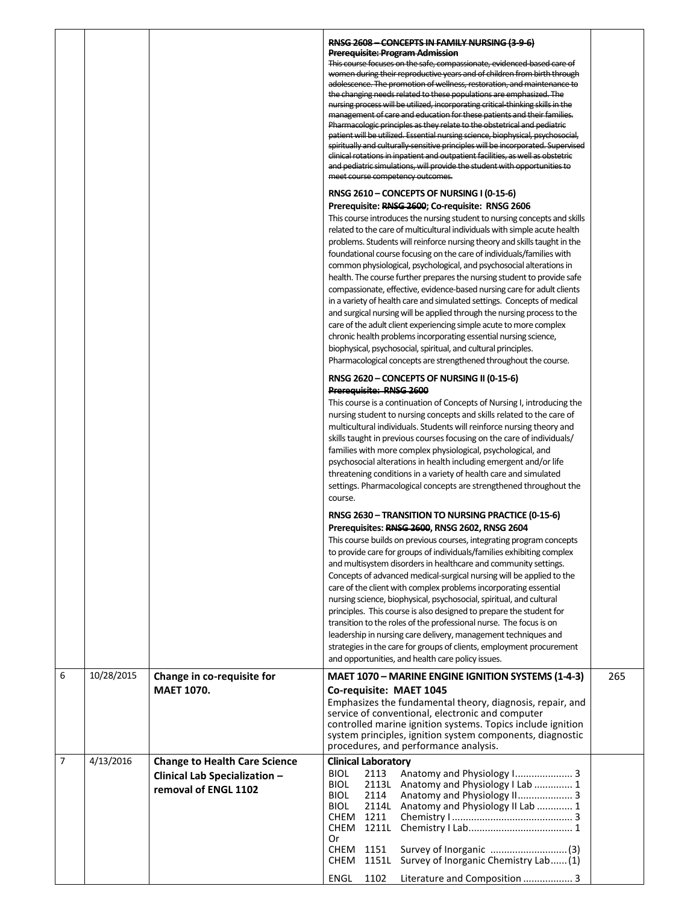| | | | | |
|---|---|---|---|---|
| | | | ~~**RNSG 2608 – CONCEPTS IN FAMILY NURSING (3-9-6)**~~<br>~~**Prerequisite: Program Admission**~~<br>~~This course focuses on the safe, compassionate, evidenced-based care of women during their reproductive years and of children from birth through adolescence. The promotion of wellness, restoration, and maintenance to the changing needs related to these populations are emphasized. The nursing process will be utilized, incorporating critical-thinking skills in the management of care and education for these patients and their families. Pharmacologic principles as they relate to the obstetrical and pediatric patient will be utilized. Essential nursing science, biophysical, psychosocial, spiritually and culturally-sensitive principles will be incorporated. Supervised clinical rotations in inpatient and outpatient facilities, as well as obstetric and pediatric simulations, will provide the student with opportunities to meet course competency outcomes.~~<br><br>**RNSG 2610 – CONCEPTS OF NURSING I (0-15-6)**<br>**Prerequisite: ~~RNSG 2600~~; Co-requisite: RNSG 2606**<br>This course introduces the nursing student to nursing concepts and skills related to the care of multicultural individuals with simple acute health problems. Students will reinforce nursing theory and skills taught in the foundational course focusing on the care of individuals/families with common physiological, psychological, and psychosocial alterations in health. The course further prepares the nursing student to provide safe compassionate, effective, evidence-based nursing care for adult clients in a variety of health care and simulated settings. Concepts of medical and surgical nursing will be applied through the nursing process to the care of the adult client experiencing simple acute to more complex chronic health problems incorporating essential nursing science, biophysical, psychosocial, spiritual, and cultural principles. Pharmacological concepts are strengthened throughout the course.<br><br>**RNSG 2620 – CONCEPTS OF NURSING II (0-15-6)**<br>~~**Prerequisite: RNSG 2600**~~<br>This course is a continuation of Concepts of Nursing I, introducing the nursing student to nursing concepts and skills related to the care of multicultural individuals. Students will reinforce nursing theory and skills taught in previous courses focusing on the care of individuals/ families with more complex physiological, psychological, and psychosocial alterations in health including emergent and/or life threatening conditions in a variety of health care and simulated settings. Pharmacological concepts are strengthened throughout the course.<br><br>**RNSG 2630 – TRANSITION TO NURSING PRACTICE (0-15-6)**<br>**Prerequisites: ~~RNSG 2600~~, RNSG 2602, RNSG 2604**<br>This course builds on previous courses, integrating program concepts to provide care for groups of individuals/families exhibiting complex and multisystem disorders in healthcare and community settings. Concepts of advanced medical-surgical nursing will be applied to the care of the client with complex problems incorporating essential nursing science, biophysical, psychosocial, spiritual, and cultural principles. This course is also designed to prepare the student for transition to the roles of the professional nurse. The focus is on leadership in nursing care delivery, management techniques and strategies in the care for groups of clients, employment procurement and opportunities, and health care policy issues. | |
| 6 | 10/28/2015 | **Change in co-requisite for MAET 1070.** | **MAET 1070 – MARINE ENGINE IGNITION SYSTEMS (1-4-3)**<br>**Co-requisite: MAET 1045**<br>Emphasizes the fundamental theory, diagnosis, repair, and service of conventional, electronic and computer controlled marine ignition systems. Topics include ignition system principles, ignition system components, diagnostic procedures, and performance analysis. | 265 |
| 7 | 4/13/2016 | **Change to Health Care Science Clinical Lab Specialization – removal of ENGL 1102** | **Clinical Laboratory**<br>BIOL 2113 Anatomy and Physiology I.................... 3<br>BIOL 2113L Anatomy and Physiology I Lab ............. 1<br>BIOL 2114 Anatomy and Physiology II................... 3<br>BIOL 2114L Anatomy and Physiology II Lab ............ 1<br>CHEM 1211 Chemistry I .......................................... 3<br>CHEM 1211L Chemistry I Lab.................................... 1<br>Or<br>CHEM 1151 Survey of Inorganic ........................... (3)<br>CHEM 1151L Survey of Inorganic Chemistry Lab...... (1)<br><br>ENGL 1102 Literature and Composition ................. 3 | |